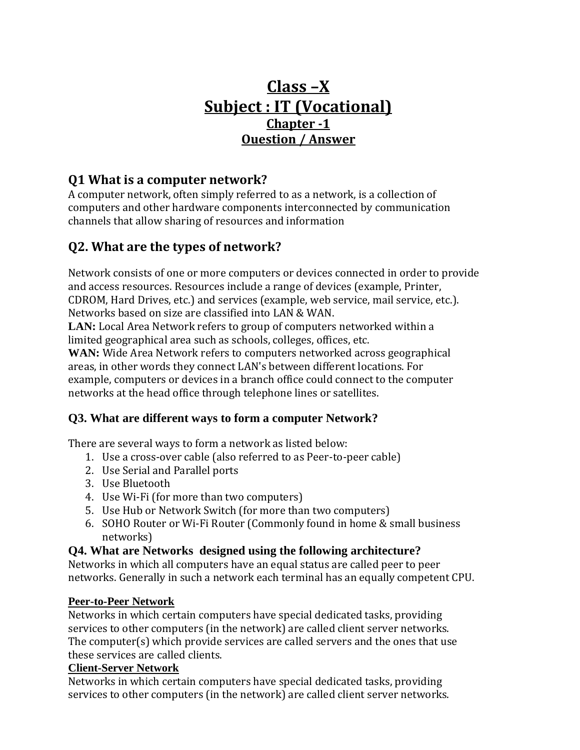# Class –X

# Subject : IT (Vocational)

## Chapter -1

## Question / Answer

### Q1 What is a computer network?

A computer network, often simply referred to as a network, is a collection of computers and other hardware components interconnected by communication channels that allow sharing of resources and information

### Q2. What are the types of network?

Network consists of one or more computers or devices connected in order to provide and access resources. Resources include a range of devices (example, Printer, CDROM, Hard Drives, etc.) and services (example, web service, mail service, etc.). Networks based on size are classified into LAN & WAN.

**LAN:** Local Area Network refers to group of computers networked within a limited geographical area such as schools, colleges, offices, etc.

**WAN:** Wide Area Network refers to computers networked across geographical areas, in other words they connect LAN's between different locations. For example, computers or devices in a branch office could connect to the computer networks at the head office through telephone lines or satellites.

### Q3. What are different ways to form a computer Network?

There are several ways to form a network as listed below:

1. Use a cross-over cable (also referred to as Peer-to-peer cable)
2. Use Serial and Parallel ports
3. Use Bluetooth
4. Use Wi-Fi (for more than two computers)
5. Use Hub or Network Switch (for more than two computers)
6. SOHO Router or Wi-Fi Router (Commonly found in home & small business networks)

### Q4. What are Networks designed using the following architecture?

Networks in which all computers have an equal status are called peer to peer networks. Generally in such a network each terminal has an equally competent CPU.

**Peer-to-Peer Network**

Networks in which certain computers have special dedicated tasks, providing services to other computers (in the network) are called client server networks. The computer(s) which provide services are called servers and the ones that use these services are called clients.

**Client-Server Network**

Networks in which certain computers have special dedicated tasks, providing services to other computers (in the network) are called client server networks.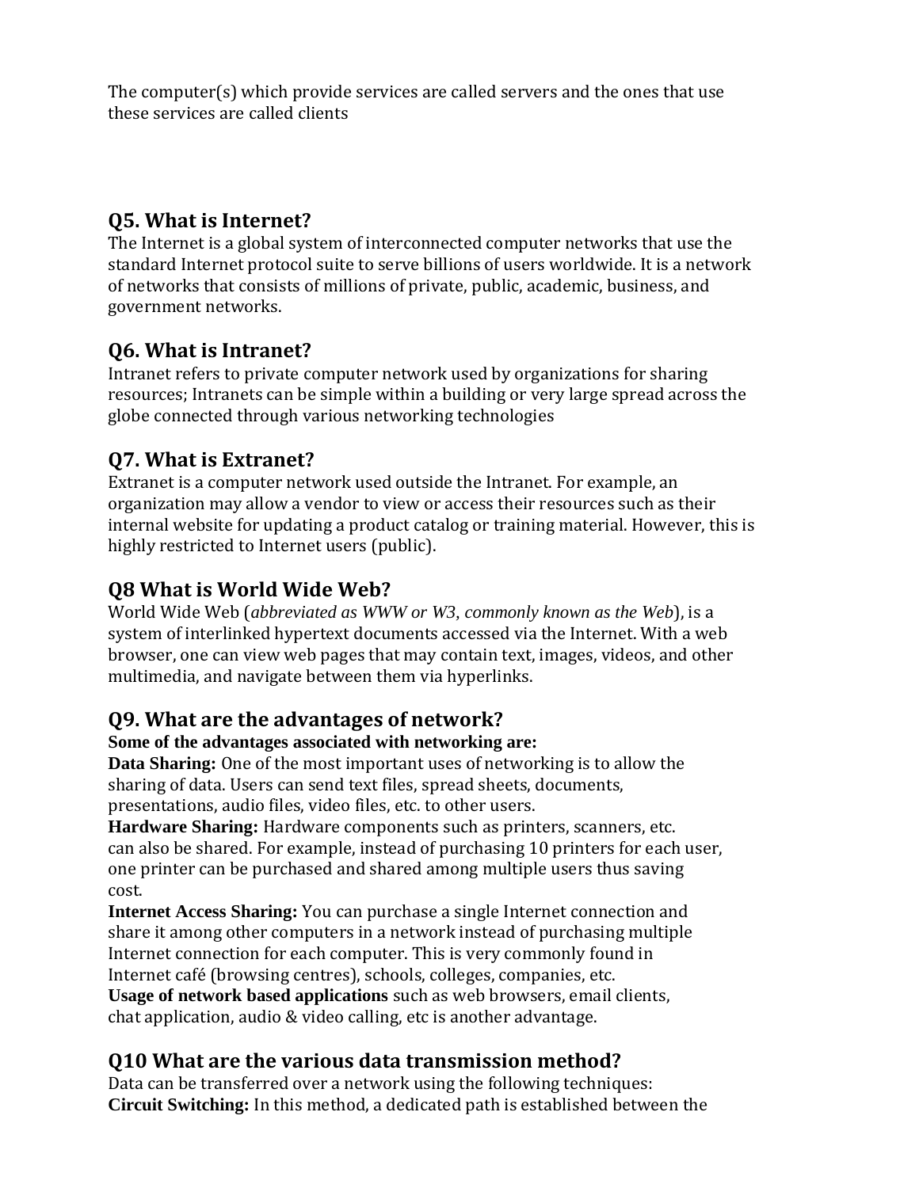The computer(s) which provide services are called servers and the ones that use these services are called clients

## Q5. What is Internet?

The Internet is a global system of interconnected computer networks that use the standard Internet protocol suite to serve billions of users worldwide. It is a network of networks that consists of millions of private, public, academic, business, and government networks.

## Q6. What is Intranet?

Intranet refers to private computer network used by organizations for sharing resources; Intranets can be simple within a building or very large spread across the globe connected through various networking technologies

## Q7. What is Extranet?

Extranet is a computer network used outside the Intranet. For example, an organization may allow a vendor to view or access their resources such as their internal website for updating a product catalog or training material. However, this is highly restricted to Internet users (public).

## Q8 What is World Wide Web?

World Wide Web (*abbreviated as WWW or W3*, *commonly known as the Web*), is a system of interlinked hypertext documents accessed via the Internet. With a web browser, one can view web pages that may contain text, images, videos, and other multimedia, and navigate between them via hyperlinks.

## Q9. What are the advantages of network?

**Some of the advantages associated with networking are:**

**Data Sharing:** One of the most important uses of networking is to allow the sharing of data. Users can send text files, spread sheets, documents, presentations, audio files, video files, etc. to other users.

**Hardware Sharing:** Hardware components such as printers, scanners, etc. can also be shared. For example, instead of purchasing 10 printers for each user, one printer can be purchased and shared among multiple users thus saving cost.

**Internet Access Sharing:** You can purchase a single Internet connection and share it among other computers in a network instead of purchasing multiple Internet connection for each computer. This is very commonly found in Internet café (browsing centres), schools, colleges, companies, etc.

**Usage of network based applications** such as web browsers, email clients, chat application, audio & video calling, etc is another advantage.

## Q10 What are the various data transmission method?

Data can be transferred over a network using the following techniques:

**Circuit Switching:** In this method, a dedicated path is established between the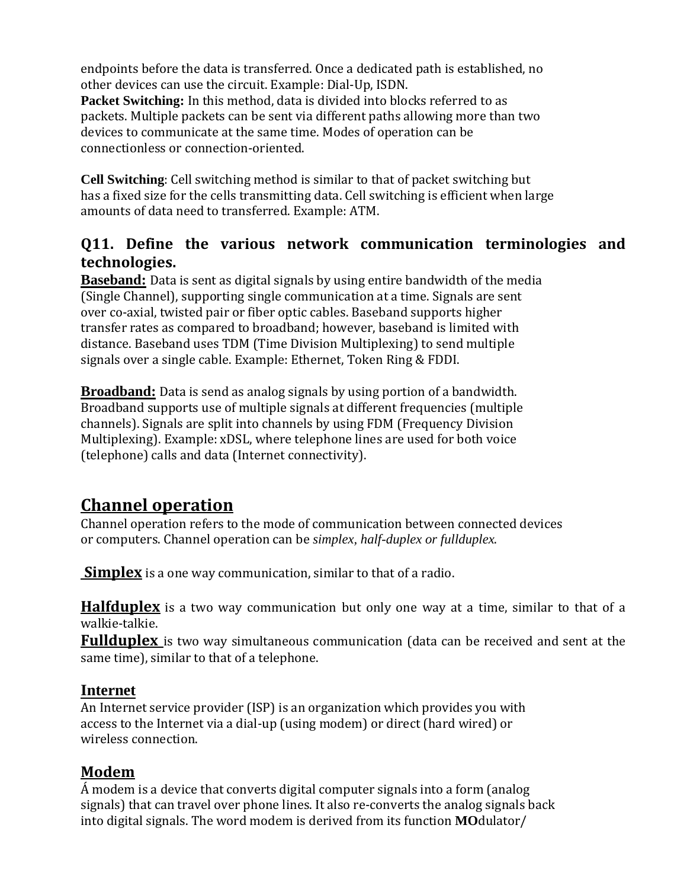endpoints before the data is transferred. Once a dedicated path is established, no other devices can use the circuit. Example: Dial-Up, ISDN.

**Packet Switching:** In this method, data is divided into blocks referred to as packets. Multiple packets can be sent via different paths allowing more than two devices to communicate at the same time. Modes of operation can be connectionless or connection-oriented.

**Cell Switching**: Cell switching method is similar to that of packet switching but has a fixed size for the cells transmitting data. Cell switching is efficient when large amounts of data need to transferred. Example: ATM.

### Q11. Define the various network communication terminologies and technologies.

**Baseband:** Data is sent as digital signals by using entire bandwidth of the media (Single Channel), supporting single communication at a time. Signals are sent over co-axial, twisted pair or fiber optic cables. Baseband supports higher transfer rates as compared to broadband; however, baseband is limited with distance. Baseband uses TDM (Time Division Multiplexing) to send multiple signals over a single cable. Example: Ethernet, Token Ring & FDDI.

**Broadband:** Data is send as analog signals by using portion of a bandwidth. Broadband supports use of multiple signals at different frequencies (multiple channels). Signals are split into channels by using FDM (Frequency Division Multiplexing). Example: xDSL, where telephone lines are used for both voice (telephone) calls and data (Internet connectivity).

## Channel operation

Channel operation refers to the mode of communication between connected devices or computers. Channel operation can be *simplex*, *half-duplex or fullduplex*.

**Simplex** is a one way communication, similar to that of a radio.

**Halfduplex** is a two way communication but only one way at a time, similar to that of a walkie-talkie.

**Fullduplex** is two way simultaneous communication (data can be received and sent at the same time), similar to that of a telephone.

### Internet

An Internet service provider (ISP) is an organization which provides you with access to the Internet via a dial-up (using modem) or direct (hard wired) or wireless connection.

### Modem

Á modem is a device that converts digital computer signals into a form (analog signals) that can travel over phone lines. It also re-converts the analog signals back into digital signals. The word modem is derived from its function **MO**dulator/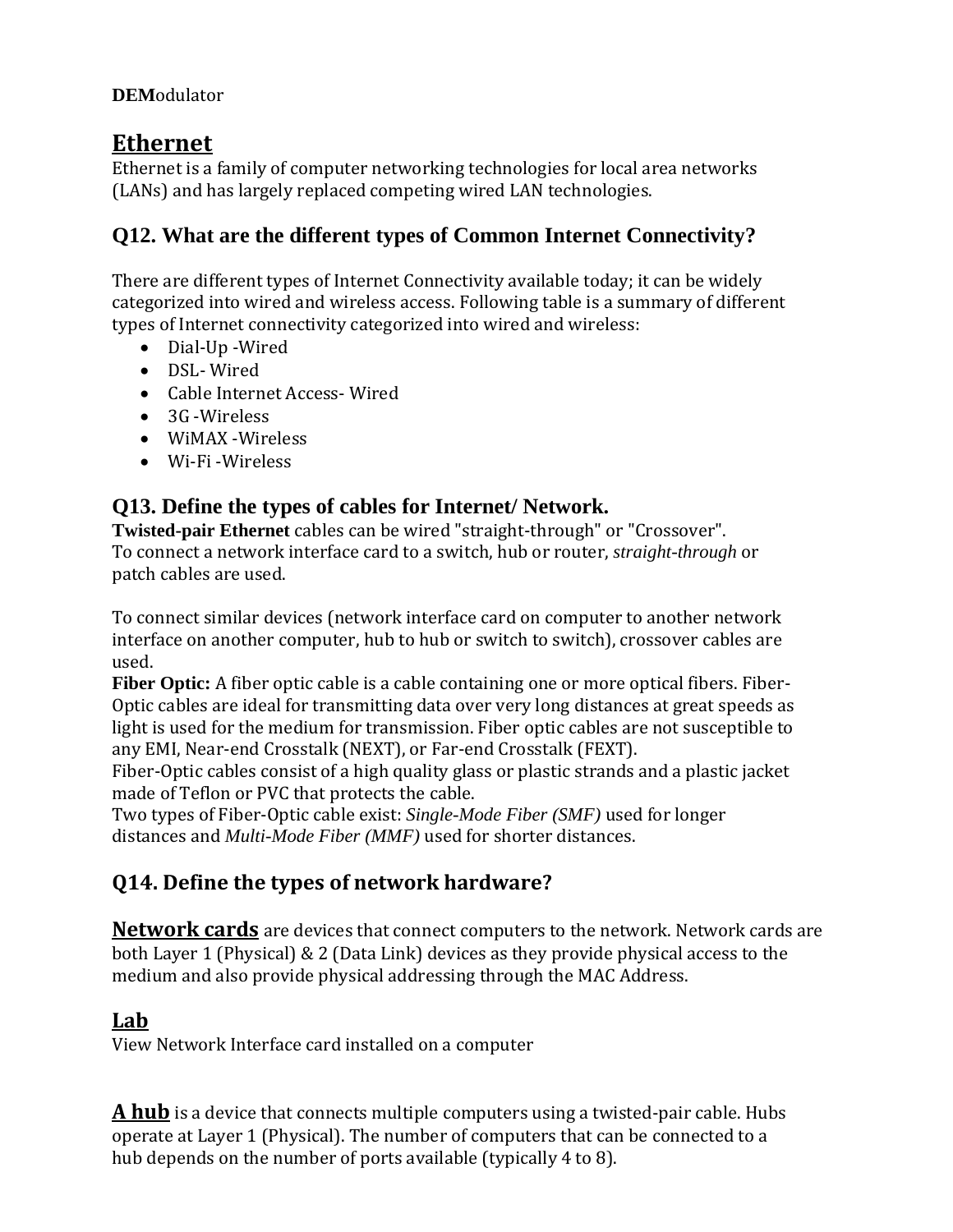**DEM**odulator

## Ethernet

Ethernet is a family of computer networking technologies for local area networks (LANs) and has largely replaced competing wired LAN technologies.

### Q12. What are the different types of Common Internet Connectivity?

There are different types of Internet Connectivity available today; it can be widely categorized into wired and wireless access. Following table is a summary of different types of Internet connectivity categorized into wired and wireless:

- Dial-Up -Wired
- DSL- Wired
- Cable Internet Access- Wired
- 3G -Wireless
- WiMAX -Wireless
- Wi-Fi -Wireless

### Q13. Define the types of cables for Internet/ Network.

**Twisted-pair Ethernet** cables can be wired "straight-through" or "Crossover".
To connect a network interface card to a switch, hub or router, *straight-through* or patch cables are used.

To connect similar devices (network interface card on computer to another network interface on another computer, hub to hub or switch to switch), crossover cables are used.
**Fiber Optic:** A fiber optic cable is a cable containing one or more optical fibers. Fiber-Optic cables are ideal for transmitting data over very long distances at great speeds as light is used for the medium for transmission. Fiber optic cables are not susceptible to any EMI, Near-end Crosstalk (NEXT), or Far-end Crosstalk (FEXT).
Fiber-Optic cables consist of a high quality glass or plastic strands and a plastic jacket made of Teflon or PVC that protects the cable.
Two types of Fiber-Optic cable exist: *Single-Mode Fiber (SMF)* used for longer distances and *Multi-Mode Fiber (MMF)* used for shorter distances.

### Q14. Define the types of network hardware?

**Network cards** are devices that connect computers to the network. Network cards are both Layer 1 (Physical) & 2 (Data Link) devices as they provide physical access to the medium and also provide physical addressing through the MAC Address.

## Lab

View Network Interface card installed on a computer

**A hub** is a device that connects multiple computers using a twisted-pair cable. Hubs operate at Layer 1 (Physical). The number of computers that can be connected to a hub depends on the number of ports available (typically 4 to 8).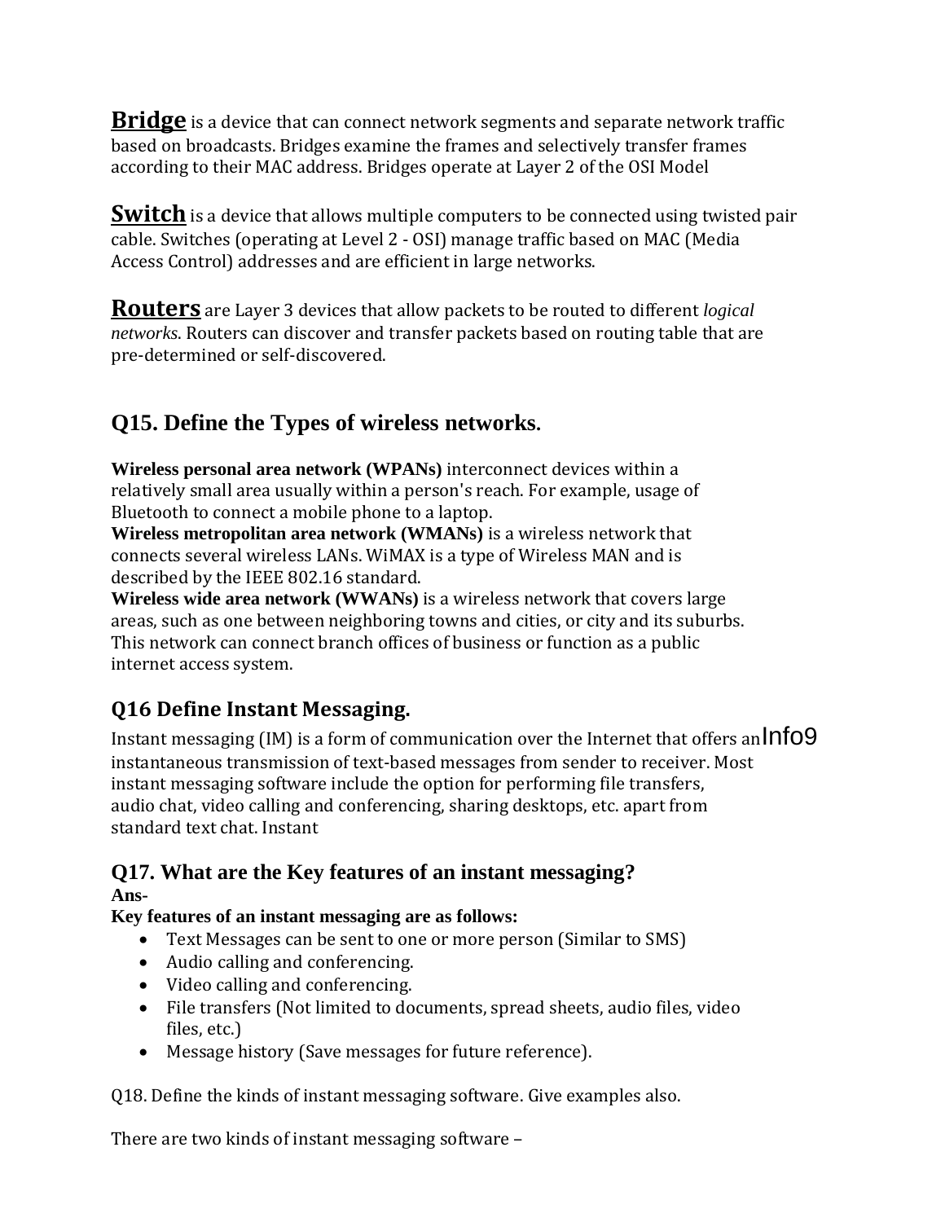**Bridge** is a device that can connect network segments and separate network traffic based on broadcasts. Bridges examine the frames and selectively transfer frames according to their MAC address. Bridges operate at Layer 2 of the OSI Model

**Switch** is a device that allows multiple computers to be connected using twisted pair cable. Switches (operating at Level 2 - OSI) manage traffic based on MAC (Media Access Control) addresses and are efficient in large networks.

**Routers** are Layer 3 devices that allow packets to be routed to different *logical networks*. Routers can discover and transfer packets based on routing table that are pre-determined or self-discovered.

## Q15. Define the Types of wireless networks.

**Wireless personal area network (WPANs)** interconnect devices within a relatively small area usually within a person's reach. For example, usage of Bluetooth to connect a mobile phone to a laptop.
**Wireless metropolitan area network (WMANs)** is a wireless network that connects several wireless LANs. WiMAX is a type of Wireless MAN and is described by the IEEE 802.16 standard.
**Wireless wide area network (WWANs)** is a wireless network that covers large areas, such as one between neighboring towns and cities, or city and its suburbs. This network can connect branch offices of business or function as a public internet access system.

## Q16 Define Instant Messaging.

Instant messaging (IM) is a form of communication over the Internet that offers an Info9 instantaneous transmission of text-based messages from sender to receiver. Most instant messaging software include the option for performing file transfers, audio chat, video calling and conferencing, sharing desktops, etc. apart from standard text chat. Instant

## Q17. What are the Key features of an instant messaging?

**Ans-**

**Key features of an instant messaging are as follows:**

- Text Messages can be sent to one or more person (Similar to SMS)
- Audio calling and conferencing.
- Video calling and conferencing.
- File transfers (Not limited to documents, spread sheets, audio files, video files, etc.)
- Message history (Save messages for future reference).

Q18. Define the kinds of instant messaging software. Give examples also.

There are two kinds of instant messaging software –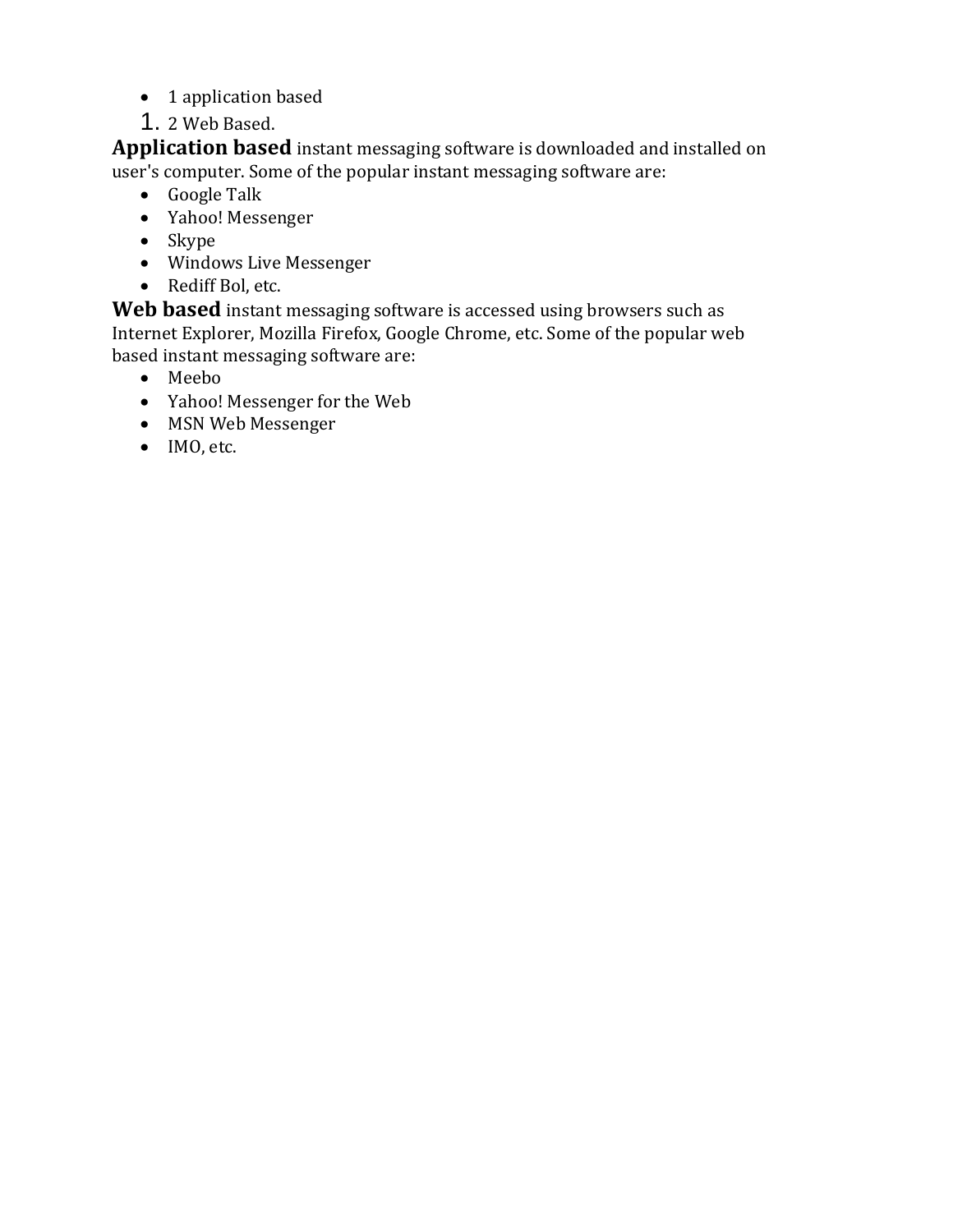- 1 application based
1. 2 Web Based.

**Application based** instant messaging software is downloaded and installed on user's computer. Some of the popular instant messaging software are:

- Google Talk
- Yahoo! Messenger
- Skype
- Windows Live Messenger
- Rediff Bol, etc.

**Web based** instant messaging software is accessed using browsers such as Internet Explorer, Mozilla Firefox, Google Chrome, etc. Some of the popular web based instant messaging software are:

- Meebo
- Yahoo! Messenger for the Web
- MSN Web Messenger
- IMO, etc.